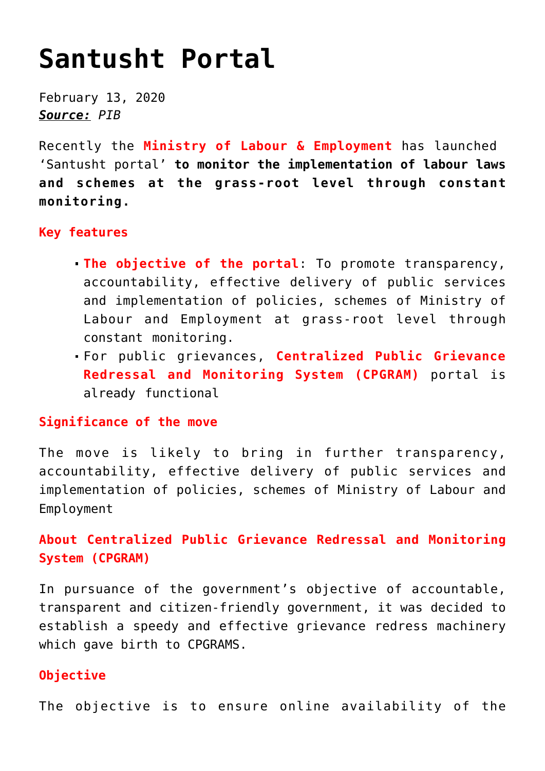# Santusht Portal

February 13, 2020
***Source:*** *PIB*

Recently the **Ministry of Labour & Employment** has launched 'Santusht portal' **to monitor the implementation of labour laws and schemes at the grass-root level through constant monitoring.**

### Key features

- **The objective of the portal**: To promote transparency, accountability, effective delivery of public services and implementation of policies, schemes of Ministry of Labour and Employment at grass-root level through constant monitoring.
- For public grievances, **Centralized Public Grievance Redressal and Monitoring System (CPGRAM)** portal is already functional

### Significance of the move

The move is likely to bring in further transparency, accountability, effective delivery of public services and implementation of policies, schemes of Ministry of Labour and Employment

### About Centralized Public Grievance Redressal and Monitoring System (CPGRAM)

In pursuance of the government's objective of accountable, transparent and citizen-friendly government, it was decided to establish a speedy and effective grievance redress machinery which gave birth to CPGRAMS.

### Objective

The objective is to ensure online availability of the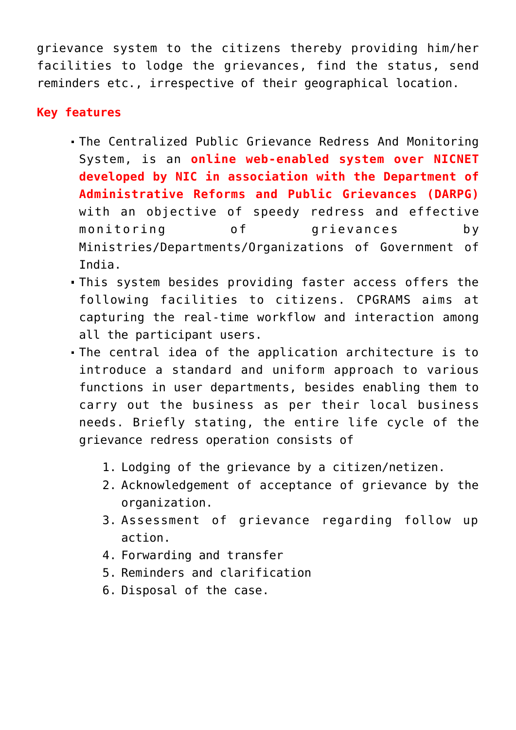grievance system to the citizens thereby providing him/her facilities to lodge the grievances, find the status, send reminders etc., irrespective of their geographical location.

**Key features**

- The Centralized Public Grievance Redress And Monitoring System, is an **online web-enabled system over NICNET developed by NIC in association with the Department of Administrative Reforms and Public Grievances (DARPG)** with an objective of speedy redress and effective monitoring of grievances by Ministries/Departments/Organizations of Government of India.
- This system besides providing faster access offers the following facilities to citizens. CPGRAMS aims at capturing the real-time workflow and interaction among all the participant users.
- The central idea of the application architecture is to introduce a standard and uniform approach to various functions in user departments, besides enabling them to carry out the business as per their local business needs. Briefly stating, the entire life cycle of the grievance redress operation consists of
  1. Lodging of the grievance by a citizen/netizen.
  2. Acknowledgement of acceptance of grievance by the organization.
  3. Assessment of grievance regarding follow up action.
  4. Forwarding and transfer
  5. Reminders and clarification
  6. Disposal of the case.